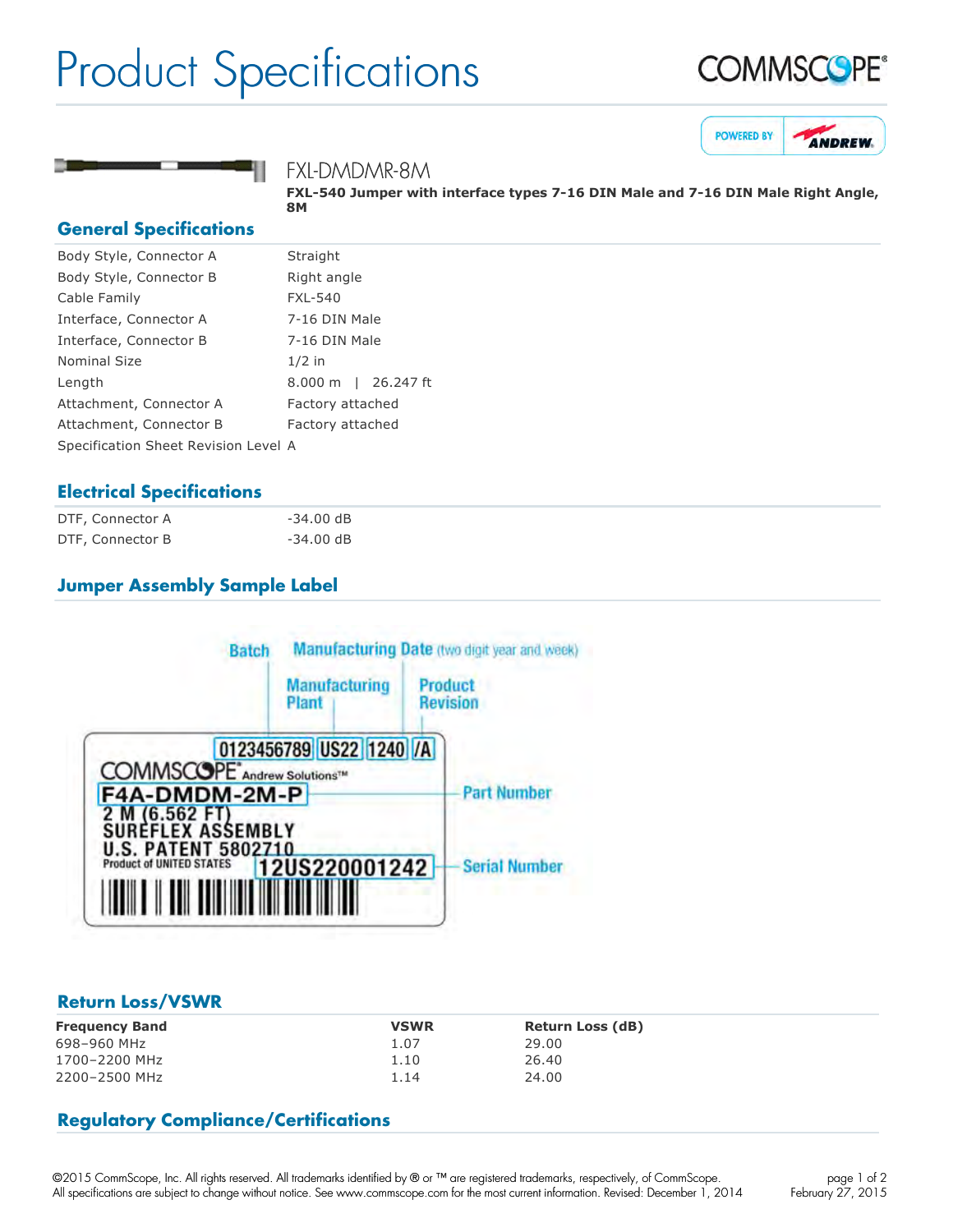# Product Specifications

## FXL-DMDMR-8M

**FXL-540 Jumper with interface types 7-16 DIN Male and 7-16 DIN Male Right Angle, 8M**

## General Specifications

| | |
|---|---|
| Body Style, Connector A | Straight |
| Body Style, Connector B | Right angle |
| Cable Family | FXL-540 |
| Interface, Connector A | 7-16 DIN Male |
| Interface, Connector B | 7-16 DIN Male |
| Nominal Size | 1/2 in |
| Length | 8.000 m \| 26.247 ft |
| Attachment, Connector A | Factory attached |
| Attachment, Connector B | Factory attached |
| Specification Sheet Revision Level | A |

## Electrical Specifications

| | |
|---|---|
| DTF, Connector A | -34.00 dB |
| DTF, Connector B | -34.00 dB |

## Jumper Assembly Sample Label

Batch — Manufacturing Date (two digit year and week) — Manufacturing Plant — Product Revision

0123456789 US22 1240 /A

COMMSCOPE Andrew Solutions™

F4A-DMDM-2M-P — Part Number

2 M (6.562 FT)
SUREFLEX ASSEMBLY
U.S. PATENT 5802710
Product of UNITED STATES

12US220001242 — Serial Number

## Return Loss/VSWR

| Frequency Band | VSWR | Return Loss (dB) |
|---|---|---|
| 698–960 MHz | 1.07 | 29.00 |
| 1700–2200 MHz | 1.10 | 26.40 |
| 2200–2500 MHz | 1.14 | 24.00 |

## Regulatory Compliance/Certifications

©2015 CommScope, Inc. All rights reserved. All trademarks identified by ® or ™ are registered trademarks, respectively, of CommScope.
All specifications are subject to change without notice. See www.commscope.com for the most current information. Revised: December 1, 2014

February 27, 2015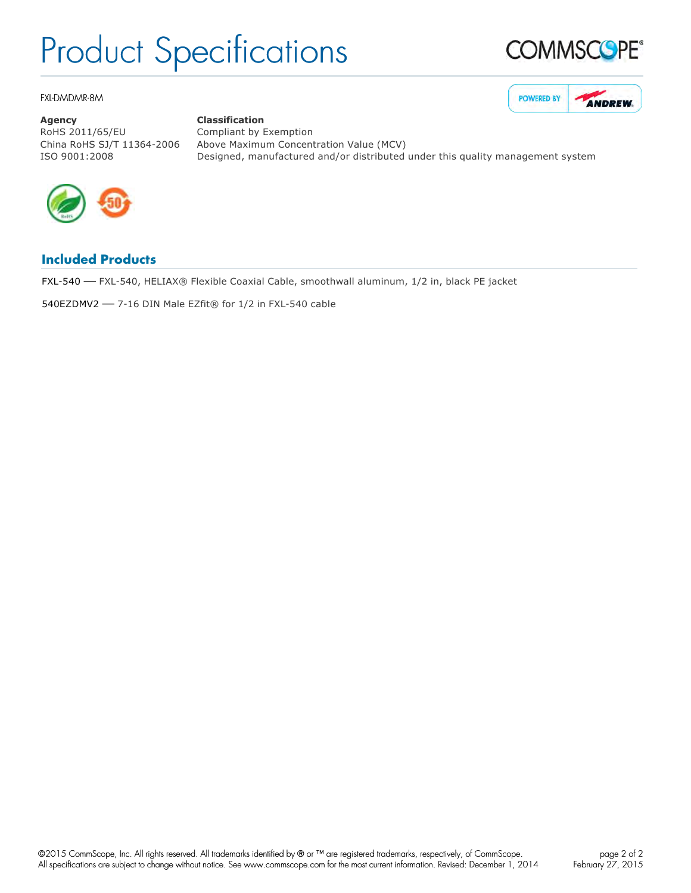FXL-DMDMR-8M

| Agency | Classification |
|---|---|
| RoHS 2011/65/EU | Compliant by Exemption |
| China RoHS SJ/T 11364-2006 | Above Maximum Concentration Value (MCV) |
| ISO 9001:2008 | Designed, manufactured and/or distributed under this quality management system |

## Included Products

FXL-540 — FXL-540, HELIAX® Flexible Coaxial Cable, smoothwall aluminum, 1/2 in, black PE jacket

540EZDMV2 — 7-16 DIN Male EZfit® for 1/2 in FXL-540 cable

©2015 CommScope, Inc. All rights reserved. All trademarks identified by ® or ™ are registered trademarks, respectively, of CommScope.
All specifications are subject to change without notice. See www.commscope.com for the most current information. Revised: December 1, 2014

February 27, 2015